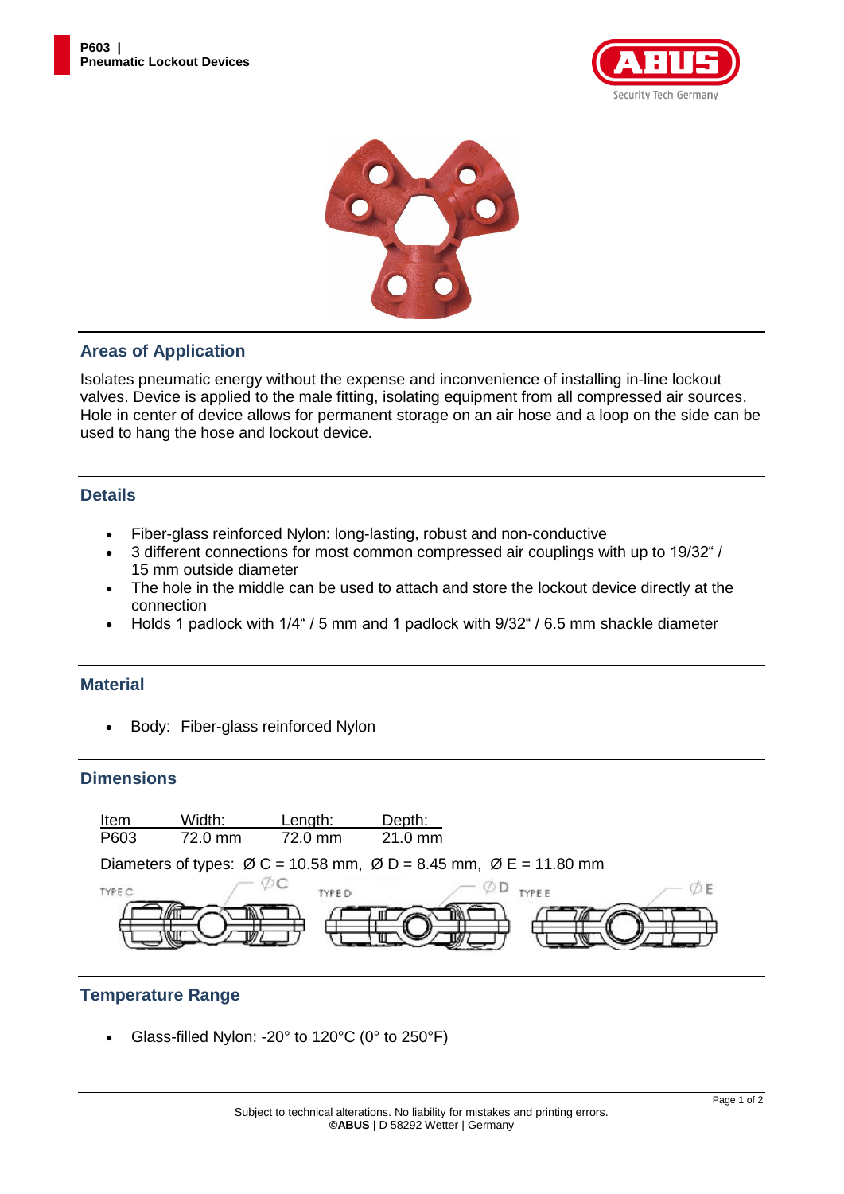## Areas of Application

Isolates pneumatic energy without the expense and inconvenience of installing in-line lockout valves. Device is applied to the male fitting, isolating equipment from all compressed air sources. Hole in center of device allows for permanent storage on an air hose and a loop on the side can be used to hang the hose and lockout device.

## Details

- Fiber-glass reinforced Nylon: long-lasting, robust and non-conductive
- 3 different connections for most common compressed air couplings with up to 19/32" / 15 mm outside diameter
- The hole in the middle can be used to attach and store the lockout device directly at the connection
- Holds 1 padlock with 1/4" / 5 mm and 1 padlock with 9/32" / 6.5 mm shackle diameter

## Material

- Body: Fiber-glass reinforced Nylon

## Dimensions

| Item | Width: | Length: | Depth: |
|---|---|---|---|
| P603 | 72.0 mm | 72.0 mm | 21.0 mm |

Diameters of types: Ø C = 10.58 mm, Ø D = 8.45 mm, Ø E = 11.80 mm

TYPE C ØC TYPE D ØD TYPE E ØE

## Temperature Range

- Glass-filled Nylon: -20° to 120°C (0° to 250°F)

Subject to technical alterations. No liability for mistakes and printing errors.
**©ABUS** | D 58292 Wetter | Germany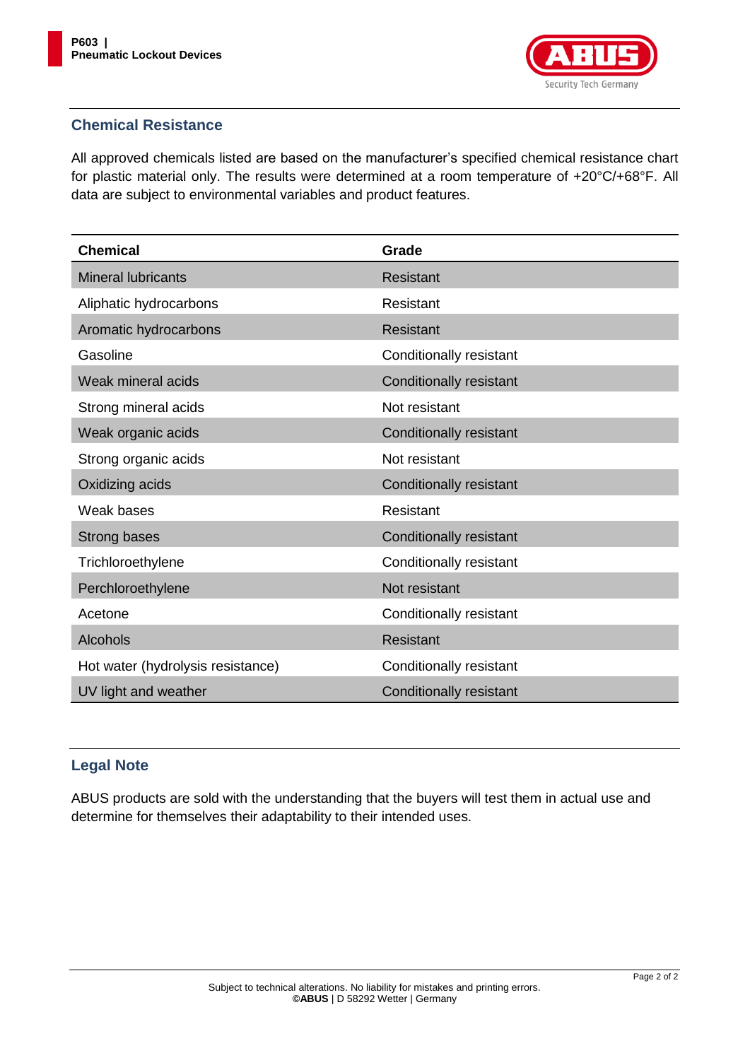## Chemical Resistance

All approved chemicals listed are based on the manufacturer's specified chemical resistance chart for plastic material only. The results were determined at a room temperature of +20°C/+68°F. All data are subject to environmental variables and product features.

| Chemical | Grade |
|---|---|
| Mineral lubricants | Resistant |
| Aliphatic hydrocarbons | Resistant |
| Aromatic hydrocarbons | Resistant |
| Gasoline | Conditionally resistant |
| Weak mineral acids | Conditionally resistant |
| Strong mineral acids | Not resistant |
| Weak organic acids | Conditionally resistant |
| Strong organic acids | Not resistant |
| Oxidizing acids | Conditionally resistant |
| Weak bases | Resistant |
| Strong bases | Conditionally resistant |
| Trichloroethylene | Conditionally resistant |
| Perchloroethylene | Not resistant |
| Acetone | Conditionally resistant |
| Alcohols | Resistant |
| Hot water (hydrolysis resistance) | Conditionally resistant |
| UV light and weather | Conditionally resistant |

## Legal Note

ABUS products are sold with the understanding that the buyers will test them in actual use and determine for themselves their adaptability to their intended uses.